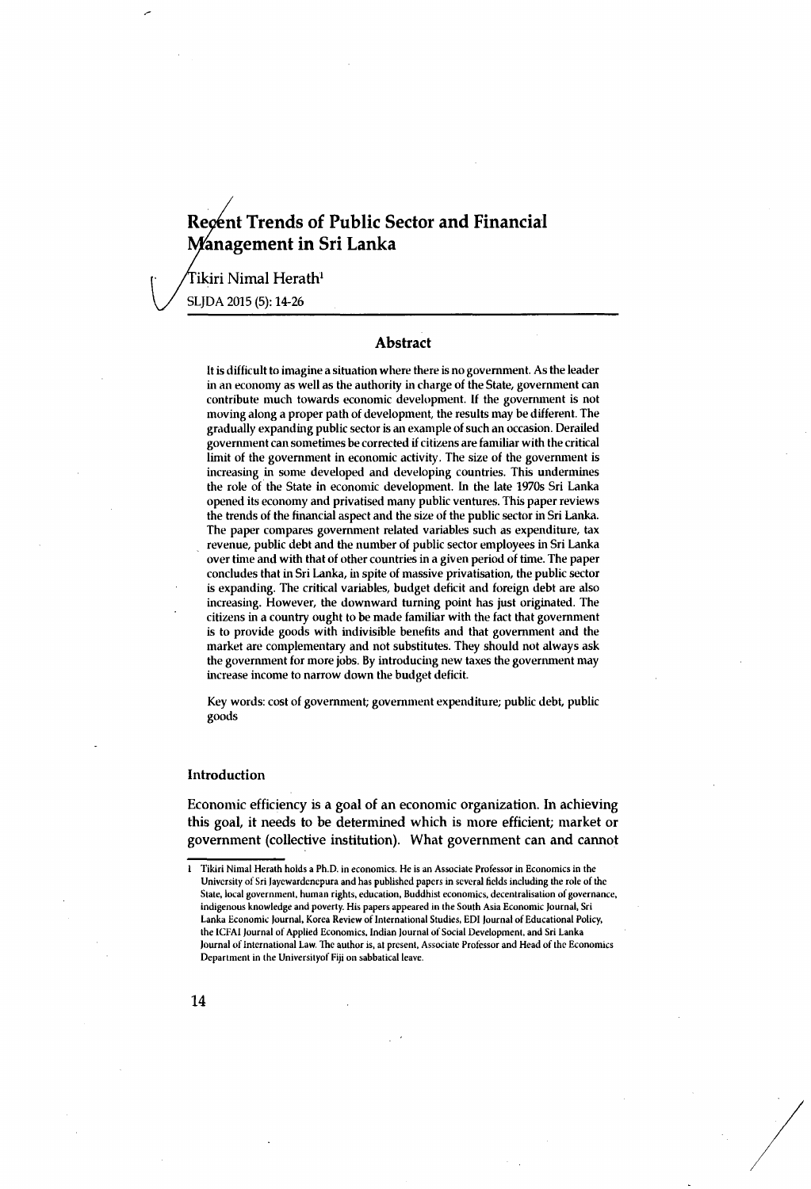# Recent Trends of Public Sector and Financial Management in Sri Lanka

Tikiri Nimal Herath[1]

SLJDA 2015 (5): 14-26

## Abstract

It is difficult to imagine a situation where there is no government. As the leader in an economy as well as the authority in charge of the State, government can contribute much towards economic development. If the government is not moving along a proper path of development, the results may be different. The gradually expanding public sector is an example of such an occasion. Derailed government can sometimes be corrected if citizens are familiar with the critical limit of the government in economic activity. The size of the government is increasing in some developed and developing countries. This undermines the role of the State in economic development. In the late 1970s Sri Lanka opened its economy and privatised many public ventures. This paper reviews the trends of the financial aspect and the size of the public sector in Sri Lanka. The paper compares government related variables such as expenditure, tax revenue, public debt and the number of public sector employees in Sri Lanka over time and with that of other countries in a given period of time. The paper concludes that in Sri Lanka, in spite of massive privatisation, the public sector is expanding. The critical variables, budget deficit and foreign debt are also increasing. However, the downward turning point has just originated. The citizens in a country ought to be made familiar with the fact that government is to provide goods with indivisible benefits and that government and the market are complementary and not substitutes. They should not always ask the government for more jobs. By introducing new taxes the government may increase income to narrow down the budget deficit.

Key words: cost of government; government expenditure; public debt, public goods

### Introduction

Economic efficiency is a goal of an economic organization. In achieving this goal, it needs to be determined which is more efficient; market or government (collective institution). What government can and cannot

---

1 Tikiri Nimal Herath holds a Ph.D. in economics. He is an Associate Professor in Economics in the University of Sri Jayewardenepura and has published papers in several fields including the role of the State, local government, human rights, education, Buddhist economics, decentralisation of governance, indigenous knowledge and poverty. His papers appeared in the South Asia Economic Journal, Sri Lanka Economic Journal, Korea Review of International Studies, EDI Journal of Educational Policy, the ICFAI Journal of Applied Economics, Indian Journal of Social Development, and Sri Lanka Journal of International Law. The author is, at present, Associate Professor and Head of the Economics Department in the Universityof Fiji on sabbatical leave.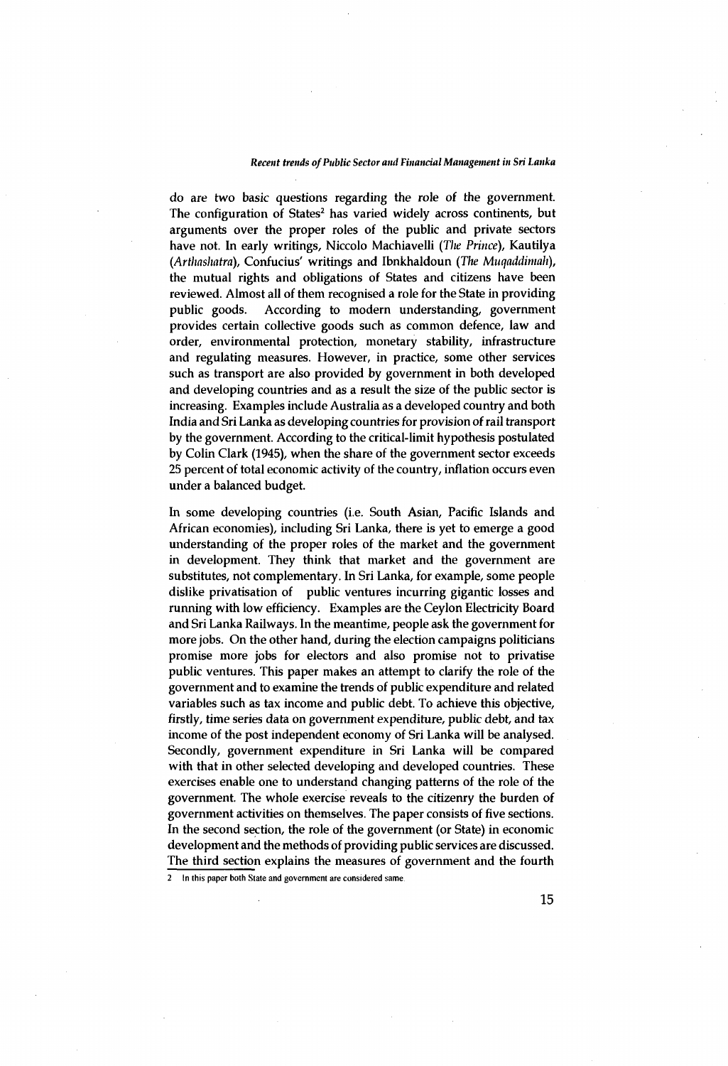do are two basic questions regarding the role of the government. The configuration of States[2] has varied widely across continents, but arguments over the proper roles of the public and private sectors have not. In early writings, Niccolo Machiavelli (*The Prince*), Kautilya (*Arthashatra*), Confucius' writings and Ibnkhaldoun (*The Muqaddimah*), the mutual rights and obligations of States and citizens have been reviewed. Almost all of them recognised a role for the State in providing public goods. According to modern understanding, government provides certain collective goods such as common defence, law and order, environmental protection, monetary stability, infrastructure and regulating measures. However, in practice, some other services such as transport are also provided by government in both developed and developing countries and as a result the size of the public sector is increasing. Examples include Australia as a developed country and both India and Sri Lanka as developing countries for provision of rail transport by the government. According to the critical-limit hypothesis postulated by Colin Clark (1945), when the share of the government sector exceeds 25 percent of total economic activity of the country, inflation occurs even under a balanced budget.

In some developing countries (i.e. South Asian, Pacific Islands and African economies), including Sri Lanka, there is yet to emerge a good understanding of the proper roles of the market and the government in development. They think that market and the government are substitutes, not complementary. In Sri Lanka, for example, some people dislike privatisation of public ventures incurring gigantic losses and running with low efficiency. Examples are the Ceylon Electricity Board and Sri Lanka Railways. In the meantime, people ask the government for more jobs. On the other hand, during the election campaigns politicians promise more jobs for electors and also promise not to privatise public ventures. This paper makes an attempt to clarify the role of the government and to examine the trends of public expenditure and related variables such as tax income and public debt. To achieve this objective, firstly, time series data on government expenditure, public debt, and tax income of the post independent economy of Sri Lanka will be analysed. Secondly, government expenditure in Sri Lanka will be compared with that in other selected developing and developed countries. These exercises enable one to understand changing patterns of the role of the government. The whole exercise reveals to the citizenry the burden of government activities on themselves. The paper consists of five sections. In the second section, the role of the government (or State) in economic development and the methods of providing public services are discussed. The third section explains the measures of government and the fourth

[2] In this paper both State and government are considered same.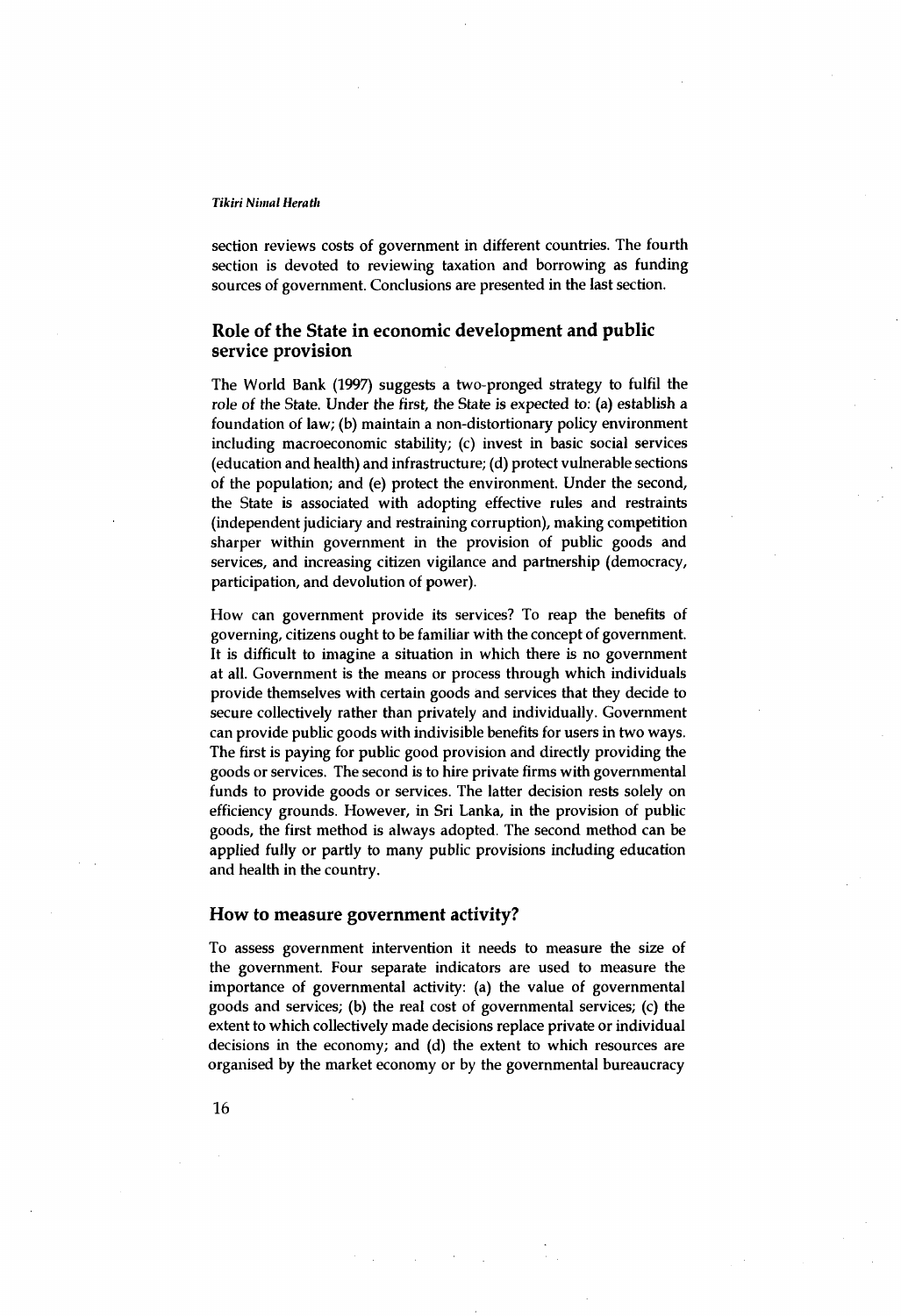section reviews costs of government in different countries. The fourth section is devoted to reviewing taxation and borrowing as funding sources of government. Conclusions are presented in the last section.

## Role of the State in economic development and public service provision

The World Bank (1997) suggests a two-pronged strategy to fulfil the role of the State. Under the first, the State is expected to: (a) establish a foundation of law; (b) maintain a non-distortionary policy environment including macroeconomic stability; (c) invest in basic social services (education and health) and infrastructure; (d) protect vulnerable sections of the population; and (e) protect the environment. Under the second, the State is associated with adopting effective rules and restraints (independent judiciary and restraining corruption), making competition sharper within government in the provision of public goods and services, and increasing citizen vigilance and partnership (democracy, participation, and devolution of power).

How can government provide its services? To reap the benefits of governing, citizens ought to be familiar with the concept of government. It is difficult to imagine a situation in which there is no government at all. Government is the means or process through which individuals provide themselves with certain goods and services that they decide to secure collectively rather than privately and individually. Government can provide public goods with indivisible benefits for users in two ways. The first is paying for public good provision and directly providing the goods or services. The second is to hire private firms with governmental funds to provide goods or services. The latter decision rests solely on efficiency grounds. However, in Sri Lanka, in the provision of public goods, the first method is always adopted. The second method can be applied fully or partly to many public provisions including education and health in the country.

## How to measure government activity?

To assess government intervention it needs to measure the size of the government. Four separate indicators are used to measure the importance of governmental activity: (a) the value of governmental goods and services; (b) the real cost of governmental services; (c) the extent to which collectively made decisions replace private or individual decisions in the economy; and (d) the extent to which resources are organised by the market economy or by the governmental bureaucracy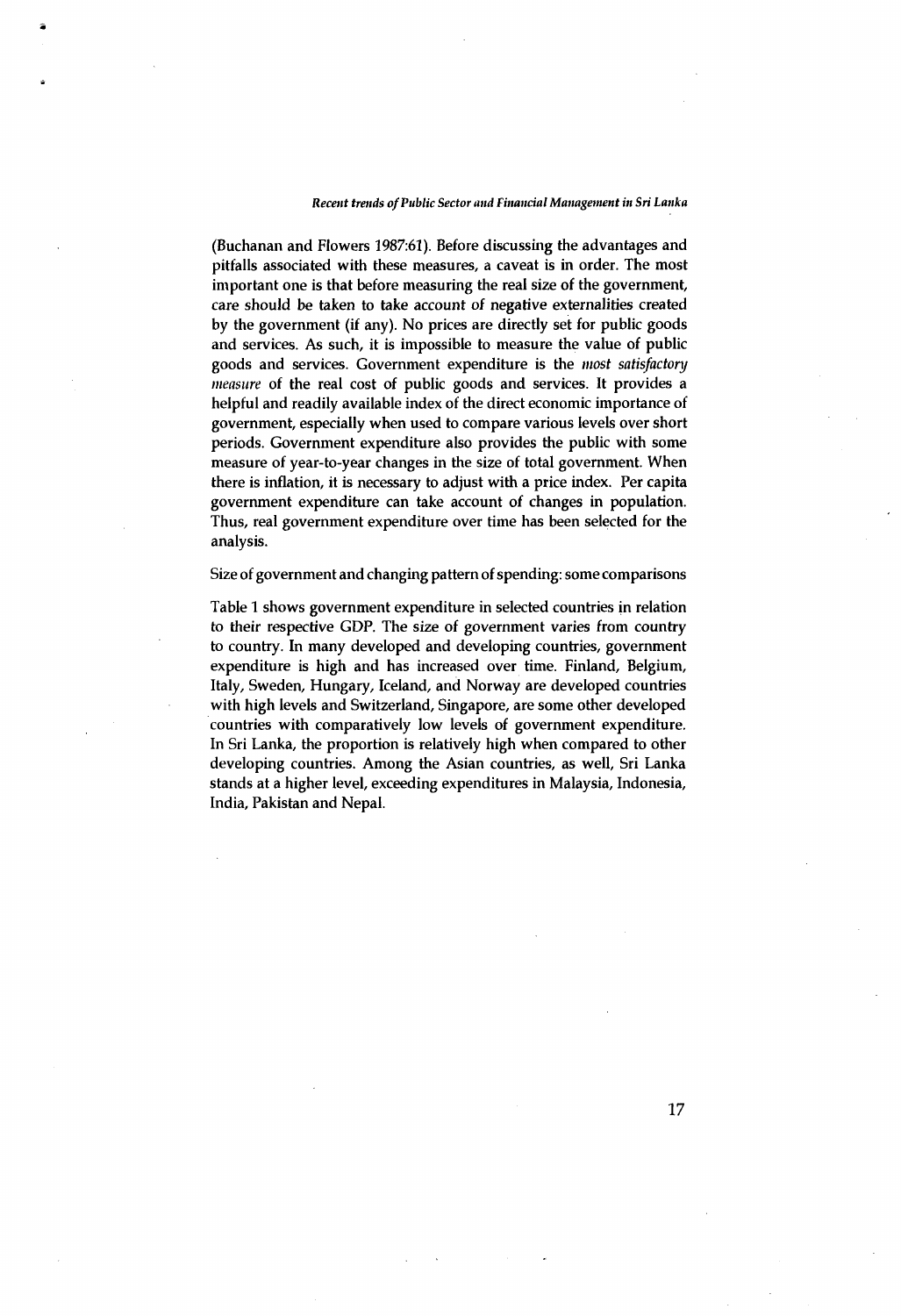(Buchanan and Flowers 1987:61). Before discussing the advantages and pitfalls associated with these measures, a caveat is in order. The most important one is that before measuring the real size of the government, care should be taken to take account of negative externalities created by the government (if any). No prices are directly set for public goods and services. As such, it is impossible to measure the value of public goods and services. Government expenditure is the *most satisfactory measure* of the real cost of public goods and services. It provides a helpful and readily available index of the direct economic importance of government, especially when used to compare various levels over short periods. Government expenditure also provides the public with some measure of year-to-year changes in the size of total government. When there is inflation, it is necessary to adjust with a price index. Per capita government expenditure can take account of changes in population. Thus, real government expenditure over time has been selected for the analysis.

Size of government and changing pattern of spending: some comparisons

Table 1 shows government expenditure in selected countries in relation to their respective GDP. The size of government varies from country to country. In many developed and developing countries, government expenditure is high and has increased over time. Finland, Belgium, Italy, Sweden, Hungary, Iceland, and Norway are developed countries with high levels and Switzerland, Singapore, are some other developed countries with comparatively low levels of government expenditure. In Sri Lanka, the proportion is relatively high when compared to other developing countries. Among the Asian countries, as well, Sri Lanka stands at a higher level, exceeding expenditures in Malaysia, Indonesia, India, Pakistan and Nepal.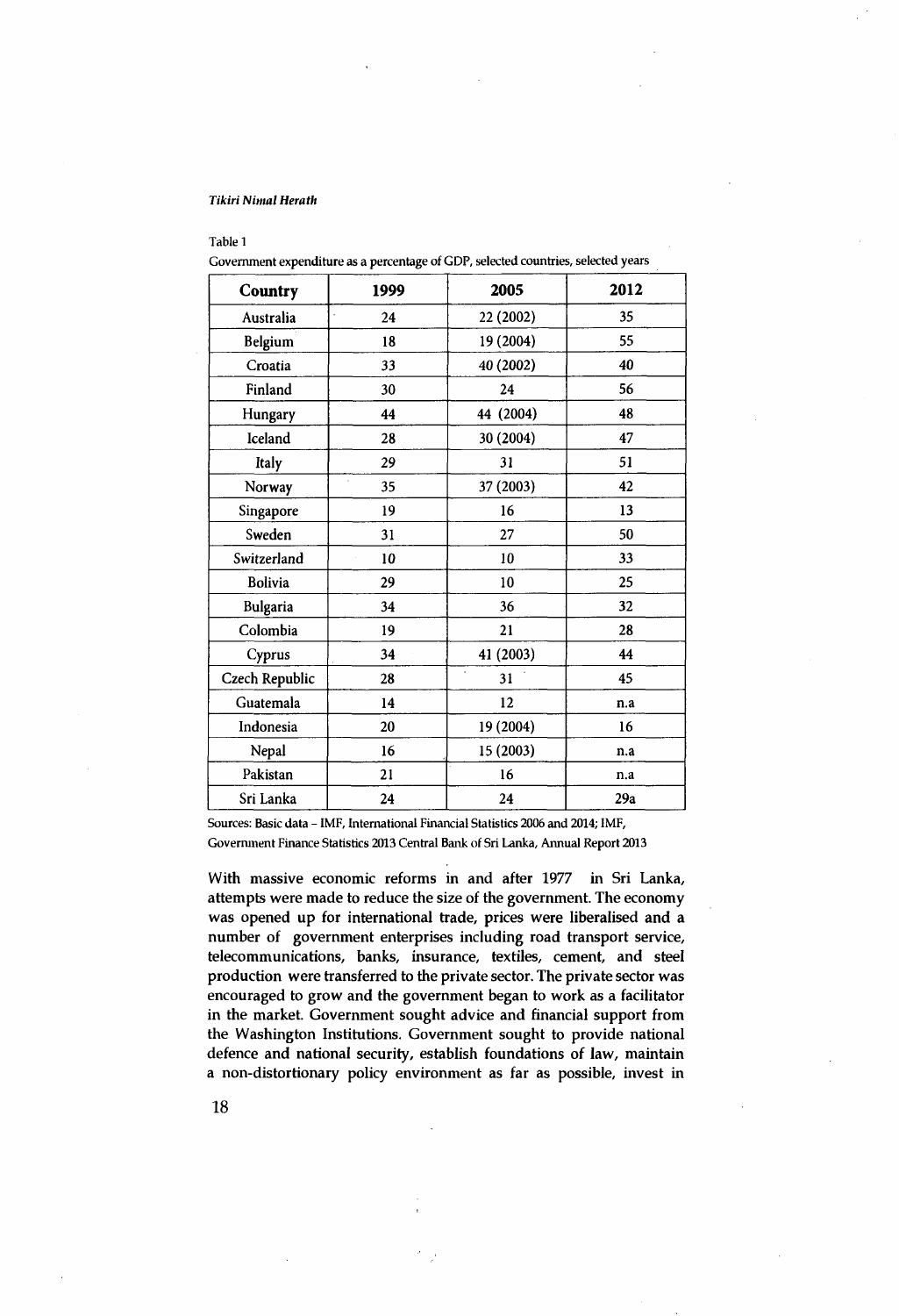Table 1

Government expenditure as a percentage of GDP, selected countries, selected years

| Country | 1999 | 2005 | 2012 |
|---|---|---|---|
| Australia | 24 | 22 (2002) | 35 |
| Belgium | 18 | 19 (2004) | 55 |
| Croatia | 33 | 40 (2002) | 40 |
| Finland | 30 | 24 | 56 |
| Hungary | 44 | 44 (2004) | 48 |
| Iceland | 28 | 30 (2004) | 47 |
| Italy | 29 | 31 | 51 |
| Norway | 35 | 37 (2003) | 42 |
| Singapore | 19 | 16 | 13 |
| Sweden | 31 | 27 | 50 |
| Switzerland | 10 | 10 | 33 |
| Bolivia | 29 | 10 | 25 |
| Bulgaria | 34 | 36 | 32 |
| Colombia | 19 | 21 | 28 |
| Cyprus | 34 | 41 (2003) | 44 |
| Czech Republic | 28 | 31 | 45 |
| Guatemala | 14 | 12 | n.a |
| Indonesia | 20 | 19 (2004) | 16 |
| Nepal | 16 | 15 (2003) | n.a |
| Pakistan | 21 | 16 | n.a |
| Sri Lanka | 24 | 24 | 29a |

Sources: Basic data – IMF, International Financial Statistics 2006 and 2014; IMF, Government Finance Statistics 2013 Central Bank of Sri Lanka, Annual Report 2013

With massive economic reforms in and after 1977 in Sri Lanka, attempts were made to reduce the size of the government. The economy was opened up for international trade, prices were liberalised and a number of government enterprises including road transport service, telecommunications, banks, insurance, textiles, cement, and steel production were transferred to the private sector. The private sector was encouraged to grow and the government began to work as a facilitator in the market. Government sought advice and financial support from the Washington Institutions. Government sought to provide national defence and national security, establish foundations of law, maintain a non-distortionary policy environment as far as possible, invest in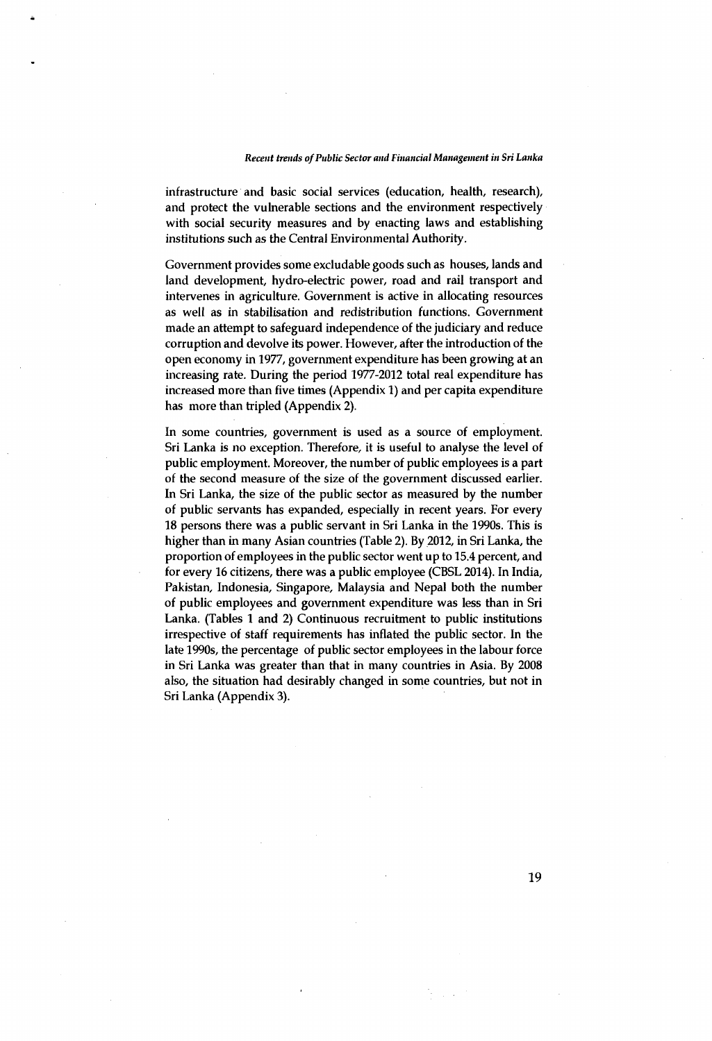infrastructure and basic social services (education, health, research), and protect the vulnerable sections and the environment respectively with social security measures and by enacting laws and establishing institutions such as the Central Environmental Authority.

Government provides some excludable goods such as houses, lands and land development, hydro-electric power, road and rail transport and intervenes in agriculture. Government is active in allocating resources as well as in stabilisation and redistribution functions. Government made an attempt to safeguard independence of the judiciary and reduce corruption and devolve its power. However, after the introduction of the open economy in 1977, government expenditure has been growing at an increasing rate. During the period 1977-2012 total real expenditure has increased more than five times (Appendix 1) and per capita expenditure has more than tripled (Appendix 2).

In some countries, government is used as a source of employment. Sri Lanka is no exception. Therefore, it is useful to analyse the level of public employment. Moreover, the number of public employees is a part of the second measure of the size of the government discussed earlier. In Sri Lanka, the size of the public sector as measured by the number of public servants has expanded, especially in recent years. For every 18 persons there was a public servant in Sri Lanka in the 1990s. This is higher than in many Asian countries (Table 2). By 2012, in Sri Lanka, the proportion of employees in the public sector went up to 15.4 percent, and for every 16 citizens, there was a public employee (CBSL 2014). In India, Pakistan, Indonesia, Singapore, Malaysia and Nepal both the number of public employees and government expenditure was less than in Sri Lanka. (Tables 1 and 2) Continuous recruitment to public institutions irrespective of staff requirements has inflated the public sector. In the late 1990s, the percentage of public sector employees in the labour force in Sri Lanka was greater than that in many countries in Asia. By 2008 also, the situation had desirably changed in some countries, but not in Sri Lanka (Appendix 3).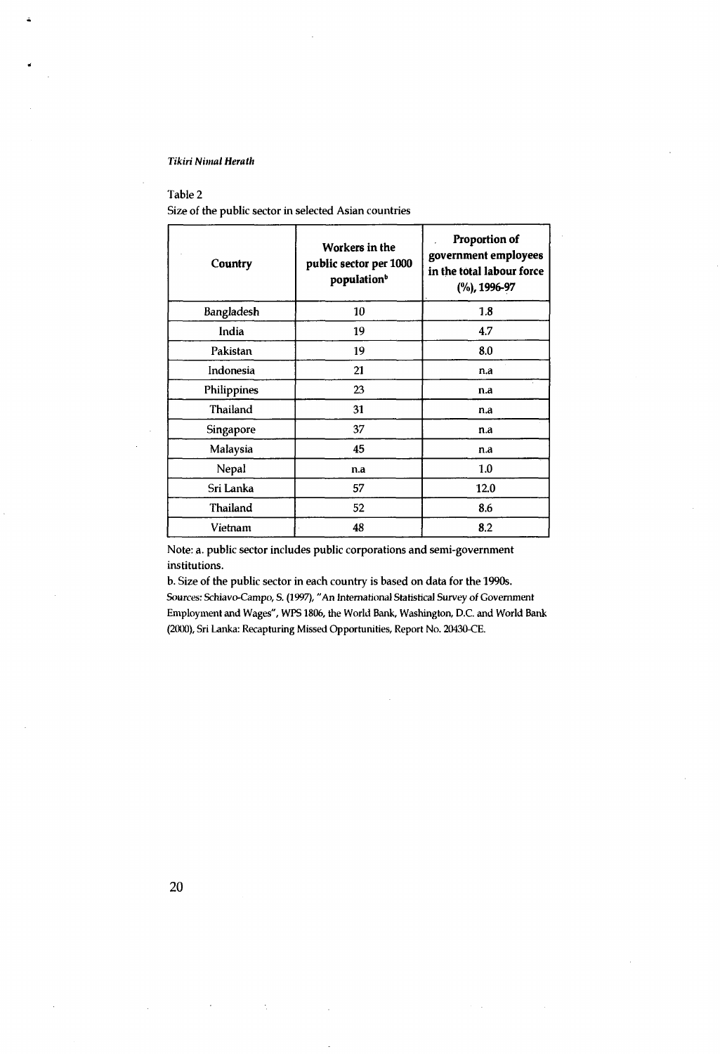Table 2

Size of the public sector in selected Asian countries

| Country | Workers in the public sector per 1000 population[b] | Proportion of government employees in the total labour force (%), 1996-97 |
|---|---|---|
| Bangladesh | 10 | 1.8 |
| India | 19 | 4.7 |
| Pakistan | 19 | 8.0 |
| Indonesia | 21 | n.a |
| Philippines | 23 | n.a |
| Thailand | 31 | n.a |
| Singapore | 37 | n.a |
| Malaysia | 45 | n.a |
| Nepal | n.a | 1.0 |
| Sri Lanka | 57 | 12.0 |
| Thailand | 52 | 8.6 |
| Vietnam | 48 | 8.2 |

Note: a. public sector includes public corporations and semi-government institutions.

b. Size of the public sector in each country is based on data for the 1990s.

Sources: Schiavo-Campo, S. (1997), "An International Statistical Survey of Government Employment and Wages", WPS 1806, the World Bank, Washington, D.C. and World Bank (2000), Sri Lanka: Recapturing Missed Opportunities, Report No. 20430-CE.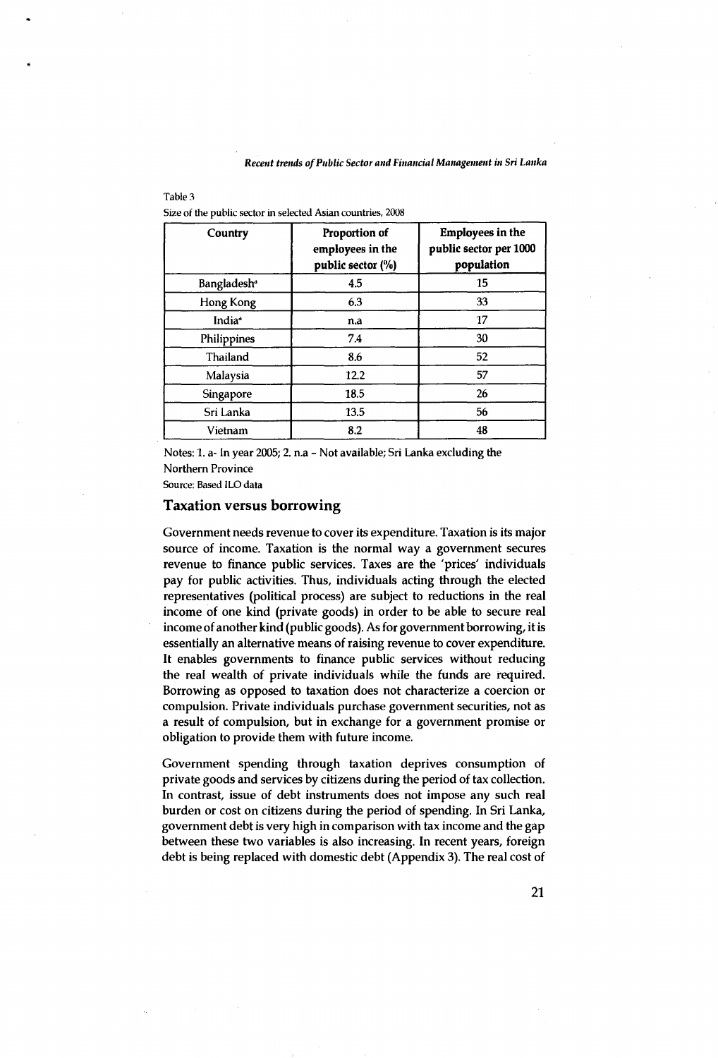Table 3

Size of the public sector in selected Asian countries, 2008

| Country | Proportion of employees in the public sector (%) | Employees in the public sector per 1000 population |
|---|---|---|
| Bangladesh[a] | 4.5 | 15 |
| Hong Kong | 6.3 | 33 |
| India[a] | n.a | 17 |
| Philippines | 7.4 | 30 |
| Thailand | 8.6 | 52 |
| Malaysia | 12.2 | 57 |
| Singapore | 18.5 | 26 |
| Sri Lanka | 13.5 | 56 |
| Vietnam | 8.2 | 48 |

Notes: 1. a- In year 2005; 2. n.a - Not available; Sri Lanka excluding the Northern Province

Source: Based ILO data

## Taxation versus borrowing

Government needs revenue to cover its expenditure. Taxation is its major source of income. Taxation is the normal way a government secures revenue to finance public services. Taxes are the 'prices' individuals pay for public activities. Thus, individuals acting through the elected representatives (political process) are subject to reductions in the real income of one kind (private goods) in order to be able to secure real income of another kind (public goods). As for government borrowing, it is essentially an alternative means of raising revenue to cover expenditure. It enables governments to finance public services without reducing the real wealth of private individuals while the funds are required. Borrowing as opposed to taxation does not characterize a coercion or compulsion. Private individuals purchase government securities, not as a result of compulsion, but in exchange for a government promise or obligation to provide them with future income.

Government spending through taxation deprives consumption of private goods and services by citizens during the period of tax collection. In contrast, issue of debt instruments does not impose any such real burden or cost on citizens during the period of spending. In Sri Lanka, government debt is very high in comparison with tax income and the gap between these two variables is also increasing. In recent years, foreign debt is being replaced with domestic debt (Appendix 3). The real cost of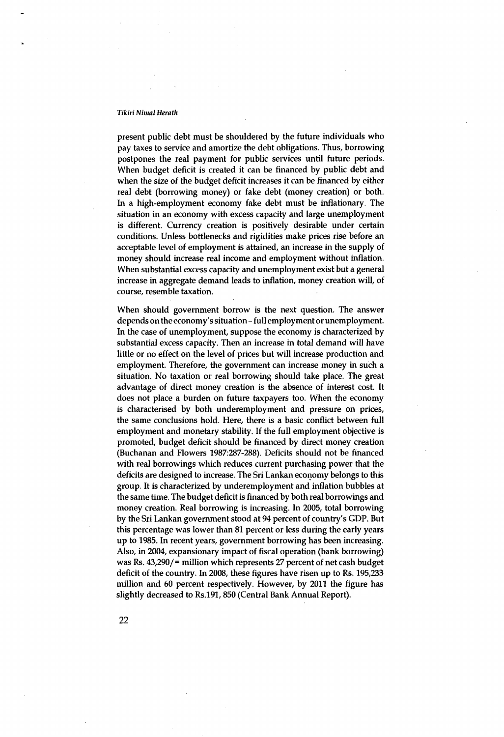present public debt must be shouldered by the future individuals who pay taxes to service and amortize the debt obligations. Thus, borrowing postpones the real payment for public services until future periods. When budget deficit is created it can be financed by public debt and when the size of the budget deficit increases it can be financed by either real debt (borrowing money) or fake debt (money creation) or both. In a high-employment economy fake debt must be inflationary. The situation in an economy with excess capacity and large unemployment is different. Currency creation is positively desirable under certain conditions. Unless bottlenecks and rigidities make prices rise before an acceptable level of employment is attained, an increase in the supply of money should increase real income and employment without inflation. When substantial excess capacity and unemployment exist but a general increase in aggregate demand leads to inflation, money creation will, of course, resemble taxation.

When should government borrow is the next question. The answer depends on the economy's situation - full employment or unemployment. In the case of unemployment, suppose the economy is characterized by substantial excess capacity. Then an increase in total demand will have little or no effect on the level of prices but will increase production and employment. Therefore, the government can increase money in such a situation. No taxation or real borrowing should take place. The great advantage of direct money creation is the absence of interest cost. It does not place a burden on future taxpayers too. When the economy is characterised by both underemployment and pressure on prices, the same conclusions hold. Here, there is a basic conflict between full employment and monetary stability. If the full employment objective is promoted, budget deficit should be financed by direct money creation (Buchanan and Flowers 1987:287-288). Deficits should not be financed with real borrowings which reduces current purchasing power that the deficits are designed to increase. The Sri Lankan economy belongs to this group. It is characterized by underemployment and inflation bubbles at the same time. The budget deficit is financed by both real borrowings and money creation. Real borrowing is increasing. In 2005, total borrowing by the Sri Lankan government stood at 94 percent of country's GDP. But this percentage was lower than 81 percent or less during the early years up to 1985. In recent years, government borrowing has been increasing. Also, in 2004, expansionary impact of fiscal operation (bank borrowing) was Rs. 43,290/= million which represents 27 percent of net cash budget deficit of the country. In 2008, these figures have risen up to Rs. 195,233 million and 60 percent respectively. However, by 2011 the figure has slightly decreased to Rs.191, 850 (Central Bank Annual Report).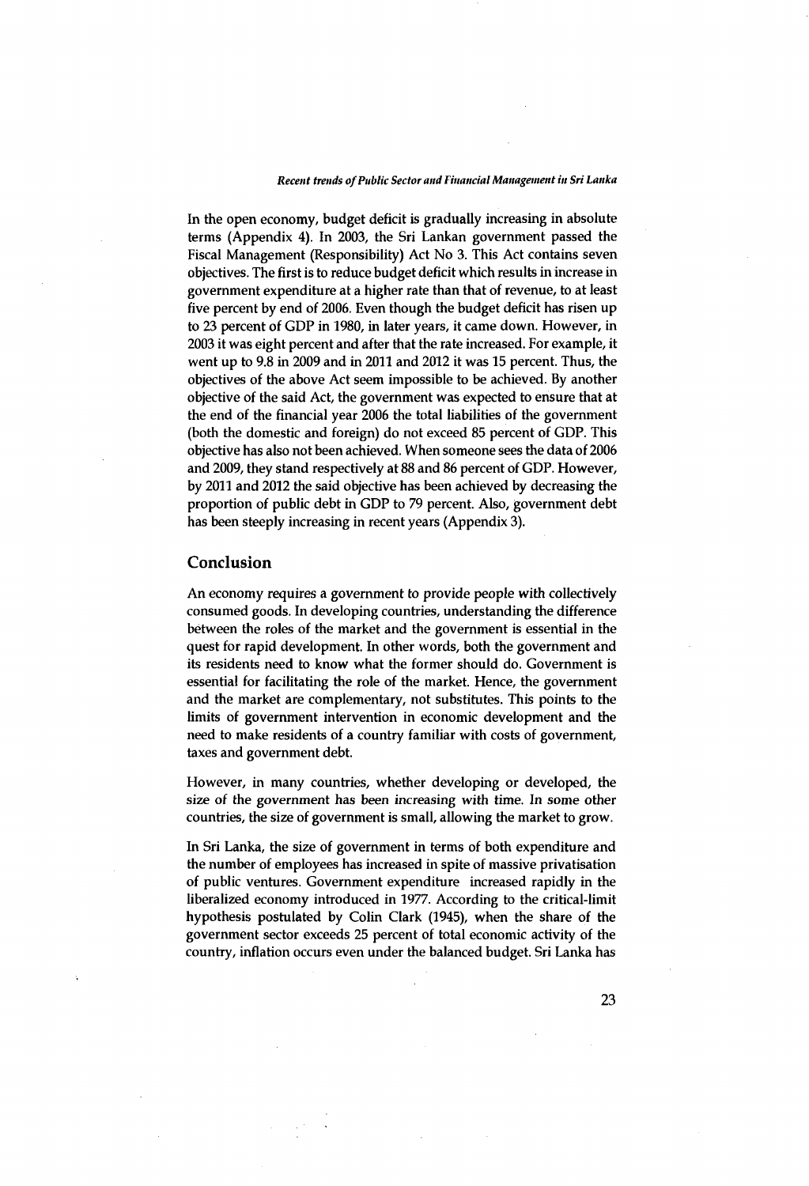In the open economy, budget deficit is gradually increasing in absolute terms (Appendix 4). In 2003, the Sri Lankan government passed the Fiscal Management (Responsibility) Act No 3. This Act contains seven objectives. The first is to reduce budget deficit which results in increase in government expenditure at a higher rate than that of revenue, to at least five percent by end of 2006. Even though the budget deficit has risen up to 23 percent of GDP in 1980, in later years, it came down. However, in 2003 it was eight percent and after that the rate increased. For example, it went up to 9.8 in 2009 and in 2011 and 2012 it was 15 percent. Thus, the objectives of the above Act seem impossible to be achieved. By another objective of the said Act, the government was expected to ensure that at the end of the financial year 2006 the total liabilities of the government (both the domestic and foreign) do not exceed 85 percent of GDP. This objective has also not been achieved. When someone sees the data of 2006 and 2009, they stand respectively at 88 and 86 percent of GDP. However, by 2011 and 2012 the said objective has been achieved by decreasing the proportion of public debt in GDP to 79 percent. Also, government debt has been steeply increasing in recent years (Appendix 3).

## Conclusion

An economy requires a government to provide people with collectively consumed goods. In developing countries, understanding the difference between the roles of the market and the government is essential in the quest for rapid development. In other words, both the government and its residents need to know what the former should do. Government is essential for facilitating the role of the market. Hence, the government and the market are complementary, not substitutes. This points to the limits of government intervention in economic development and the need to make residents of a country familiar with costs of government, taxes and government debt.

However, in many countries, whether developing or developed, the size of the government has been increasing with time. In some other countries, the size of government is small, allowing the market to grow.

In Sri Lanka, the size of government in terms of both expenditure and the number of employees has increased in spite of massive privatisation of public ventures. Government expenditure increased rapidly in the liberalized economy introduced in 1977. According to the critical-limit hypothesis postulated by Colin Clark (1945), when the share of the government sector exceeds 25 percent of total economic activity of the country, inflation occurs even under the balanced budget. Sri Lanka has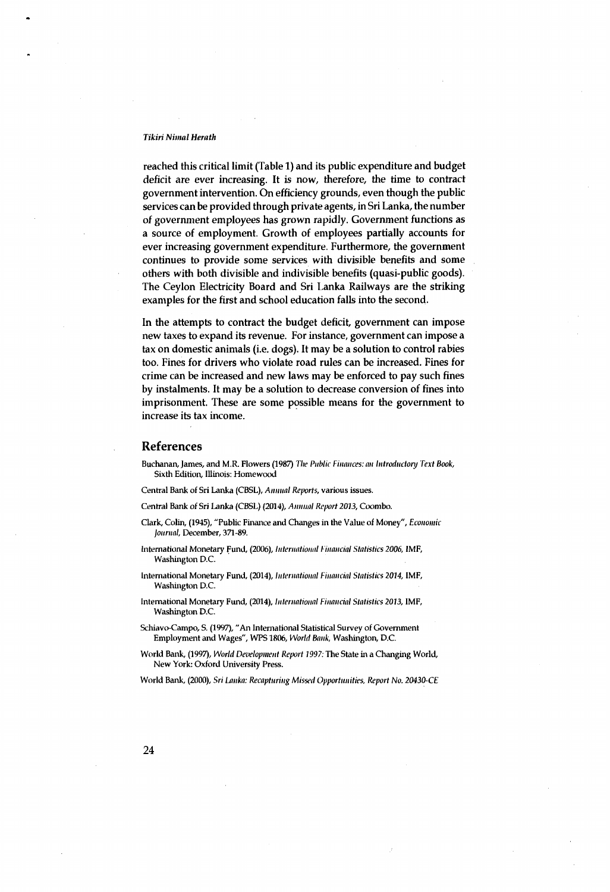reached this critical limit (Table 1) and its public expenditure and budget deficit are ever increasing. It is now, therefore, the time to contract government intervention. On efficiency grounds, even though the public services can be provided through private agents, in Sri Lanka, the number of government employees has grown rapidly. Government functions as a source of employment. Growth of employees partially accounts for ever increasing government expenditure. Furthermore, the government continues to provide some services with divisible benefits and some others with both divisible and indivisible benefits (quasi-public goods). The Ceylon Electricity Board and Sri Lanka Railways are the striking examples for the first and school education falls into the second.

In the attempts to contract the budget deficit, government can impose new taxes to expand its revenue. For instance, government can impose a tax on domestic animals (i.e. dogs). It may be a solution to control rabies too. Fines for drivers who violate road rules can be increased. Fines for crime can be increased and new laws may be enforced to pay such fines by instalments. It may be a solution to decrease conversion of fines into imprisonment. These are some possible means for the government to increase its tax income.

## References

Buchanan, James, and M.R. Flowers (1987) *The Public Finances: an Introductory Text Book*, Sixth Edition, Illinois: Homewood

Central Bank of Sri Lanka (CBSL), *Annual Reports*, various issues.

Central Bank of Sri Lanka (CBSL) (2014), *Annual Report 2013*, Coombo.

Clark, Colin, (1945), "Public Finance and Changes in the Value of Money", *Economic Journal*, December, 371-89.

International Monetary Fund, (2006), *International Financial Statistics 2006*, IMF, Washington D.C.

International Monetary Fund, (2014), *International Financial Statistics 2014*, IMF, Washington D.C.

International Monetary Fund, (2014), *International Financial Statistics 2013*, IMF, Washington D.C.

Schiavo-Campo, S. (1997), "An International Statistical Survey of Government Employment and Wages", WPS 1806, *World Bank*, Washington, D.C.

World Bank, (1997), *World Development Report 1997*: The State in a Changing World, New York: Oxford University Press.

World Bank, (2000), *Sri Lanka: Recapturing Missed Opportunities, Report No. 20430-CE*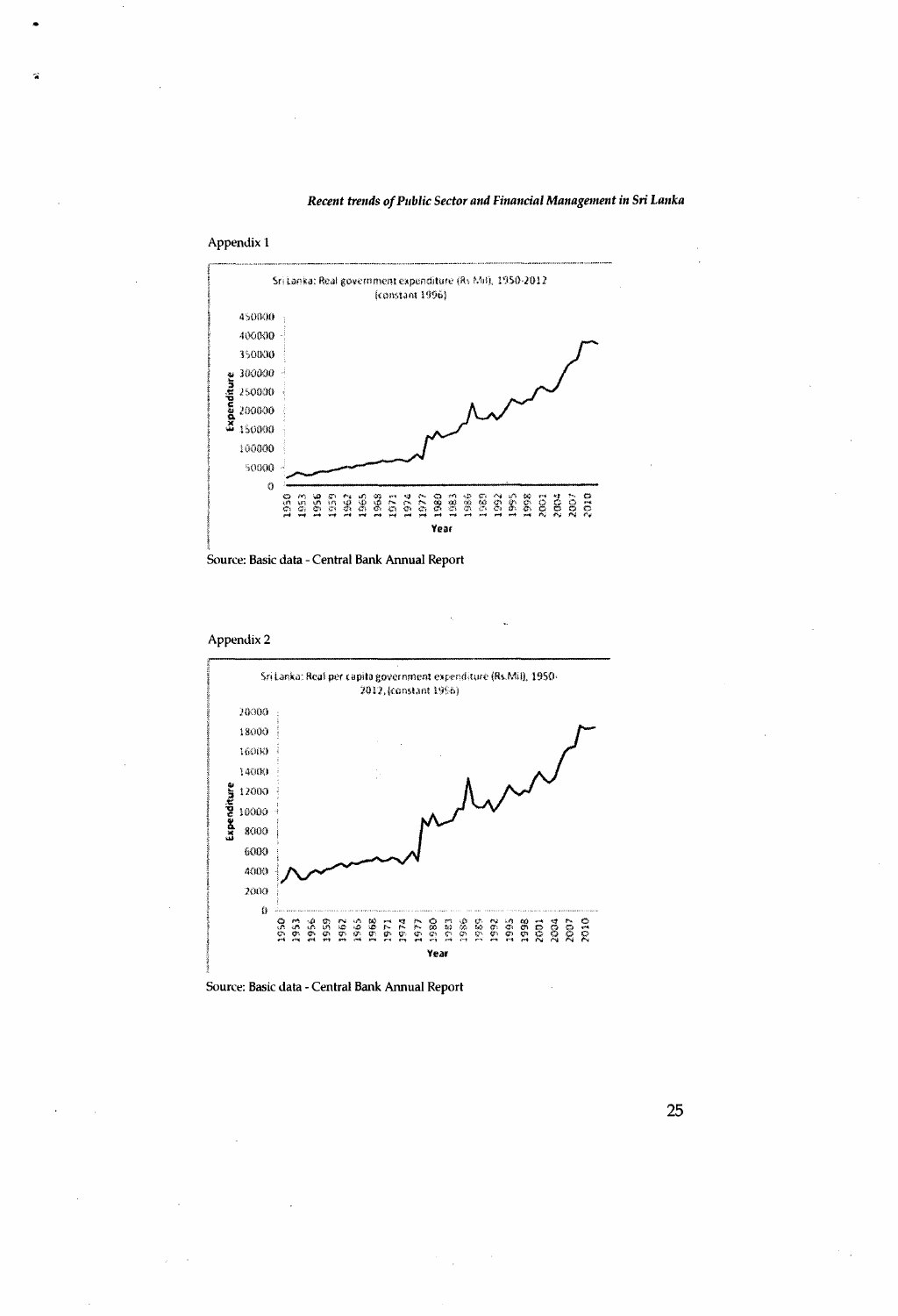Appendix 1

Sri Lanka: Real government expenditure (Rs Mil), 1950-2012 (constant 1996)

450000
400000
350000
300000
250000
200000
150000
100000
50000
0

Expenditure

1950 1953 1956 1959 1962 1965 1968 1971 1974 1977 1980 1983 1986 1989 1992 1995 1998 2001 2004 2007 2010

Year

Source: Basic data - Central Bank Annual Report

Appendix 2

Sri Lanka: Real per capita government expenditure (Rs.Mil), 1950-2012, (constant 1996)

20000
18000
16000
14000
12000
10000
8000
6000
4000
2000
0

Expenditure

1950 1953 1956 1959 1962 1965 1968 1971 1974 1977 1980 1983 1986 1989 1992 1995 1998 2001 2004 2007 2010

Year

Source: Basic data - Central Bank Annual Report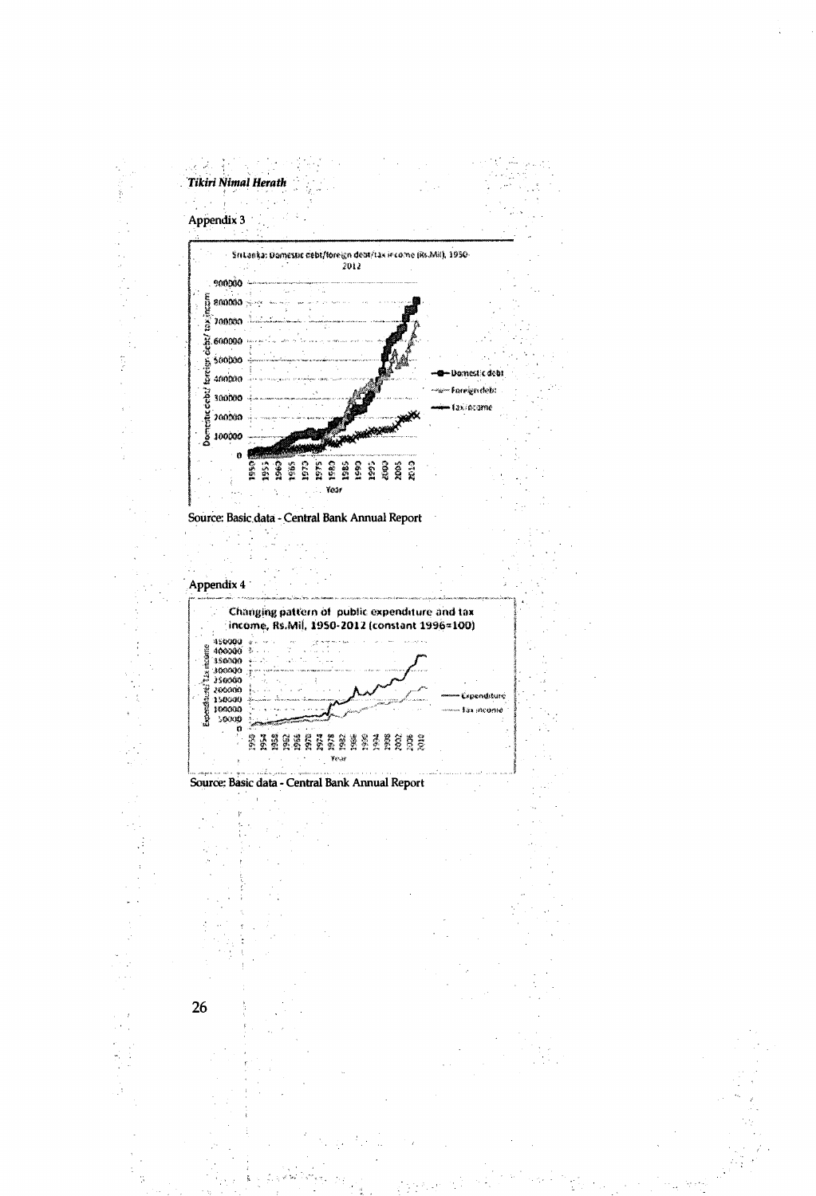## Appendix 3

Srilanka: Domestic debt/foreign debt/tax income (Rs.Mil), 1950-2012

900000
800000
700000
600000
500000
400000
300000
200000
100000
0

Domestic debt/ foreign debt/ tax income

1950 1955 1960 1965 1970 1975 1980 1985 1990 1995 2000 2005 2010

Year

Domestic debt
Foreign debt
Tax income

Source: Basic data - Central Bank Annual Report

## Appendix 4

Changing pattern of public expenditure and tax income, Rs.Mil, 1950-2012 (constant 1996=100)

450000
400000
350000
300000
250000
200000
150000
100000
50000
0

Expenditure/ Tax income

1950 1954 1958 1962 1966 1970 1974 1978 1982 1986 1990 1994 1998 2002 2006 2010

Year

Expenditure
Tax income

Source: Basic data - Central Bank Annual Report